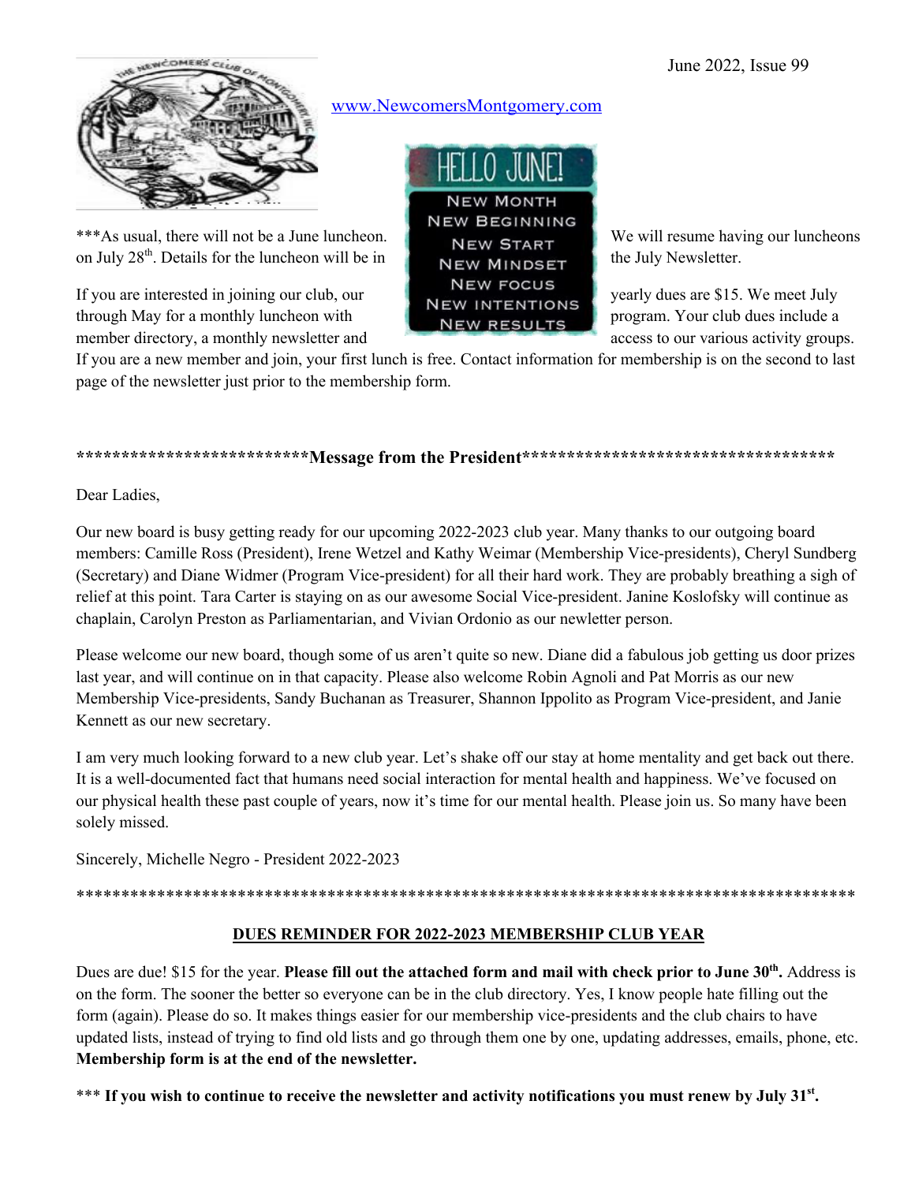June 2022, Issue 99

www.NewcomersMontgomery.com

***As usual, there will not be a June luncheon. We will resume having our luncheons on July 28th. Details for the luncheon will be in the July Newsletter.

If you are interested in joining our club, our yearly dues are $15. We meet July through May for a monthly luncheon with program. Your club dues include a member directory, a monthly newsletter and access to our various activity groups. If you are a new member and join, your first lunch is free. Contact information for membership is on the second to last page of the newsletter just prior to the membership form.

## *************************Message from the President**********************************

Dear Ladies,

Our new board is busy getting ready for our upcoming 2022-2023 club year. Many thanks to our outgoing board members: Camille Ross (President), Irene Wetzel and Kathy Weimar (Membership Vice-presidents), Cheryl Sundberg (Secretary) and Diane Widmer (Program Vice-president) for all their hard work. They are probably breathing a sigh of relief at this point. Tara Carter is staying on as our awesome Social Vice-president. Janine Koslofsky will continue as chaplain, Carolyn Preston as Parliamentarian, and Vivian Ordonio as our newletter person.

Please welcome our new board, though some of us aren't quite so new. Diane did a fabulous job getting us door prizes last year, and will continue on in that capacity. Please also welcome Robin Agnoli and Pat Morris as our new Membership Vice-presidents, Sandy Buchanan as Treasurer, Shannon Ippolito as Program Vice-president, and Janie Kennett as our new secretary.

I am very much looking forward to a new club year. Let's shake off our stay at home mentality and get back out there. It is a well-documented fact that humans need social interaction for mental health and happiness. We've focused on our physical health these past couple of years, now it's time for our mental health. Please join us. So many have been solely missed.

Sincerely, Michelle Negro - President 2022-2023

*****************************************************************************************

## DUES REMINDER FOR 2022-2023 MEMBERSHIP CLUB YEAR

Dues are due! $15 for the year. **Please fill out the attached form and mail with check prior to June 30th.** Address is on the form. The sooner the better so everyone can be in the club directory. Yes, I know people hate filling out the form (again). Please do so. It makes things easier for our membership vice-presidents and the club chairs to have updated lists, instead of trying to find old lists and go through them one by one, updating addresses, emails, phone, etc. **Membership form is at the end of the newsletter.**

*** **If you wish to continue to receive the newsletter and activity notifications you must renew by July 31st.**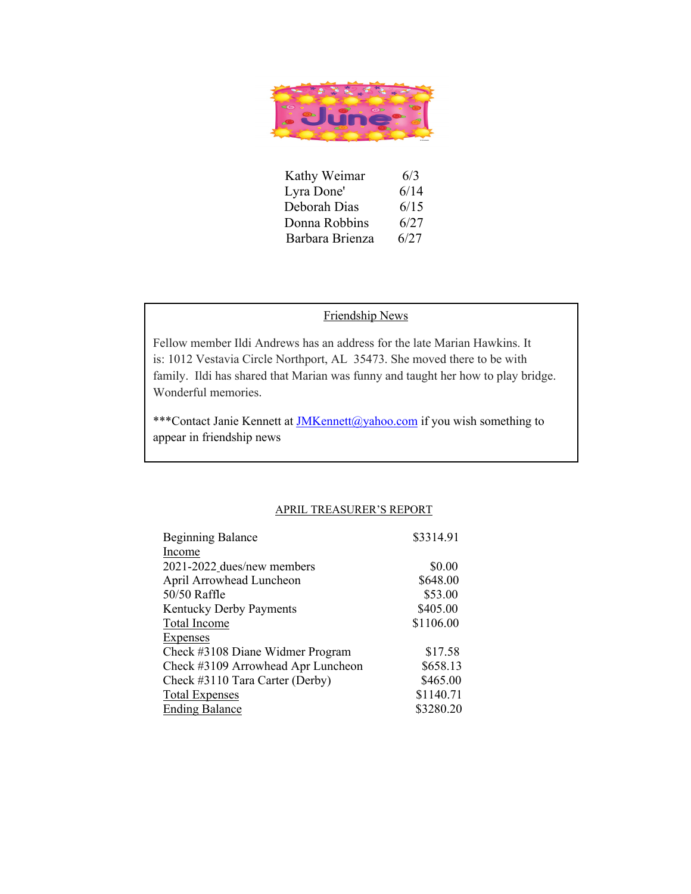# June

| | |
|---|---|
| Kathy Weimar | 6/3 |
| Lyra Done' | 6/14 |
| Deborah Dias | 6/15 |
| Donna Robbins | 6/27 |
| Barbara Brienza | 6/27 |

## Friendship News

Fellow member Ildi Andrews has an address for the late Marian Hawkins. It is: 1012 Vestavia Circle Northport, AL 35473. She moved there to be with family. Ildi has shared that Marian was funny and taught her how to play bridge. Wonderful memories.

***Contact Janie Kennett at JMKennett@yahoo.com if you wish something to appear in friendship news

## APRIL TREASURER'S REPORT

| | |
|---|---|
| Beginning Balance | $3314.91 |
| Income | |
| 2021-2022 dues/new members | $0.00 |
| April Arrowhead Luncheon | $648.00 |
| 50/50 Raffle | $53.00 |
| Kentucky Derby Payments | $405.00 |
| Total Income | $1106.00 |
| Expenses | |
| Check #3108 Diane Widmer Program | $17.58 |
| Check #3109 Arrowhead Apr Luncheon | $658.13 |
| Check #3110 Tara Carter (Derby) | $465.00 |
| Total Expenses | $1140.71 |
| Ending Balance | $3280.20 |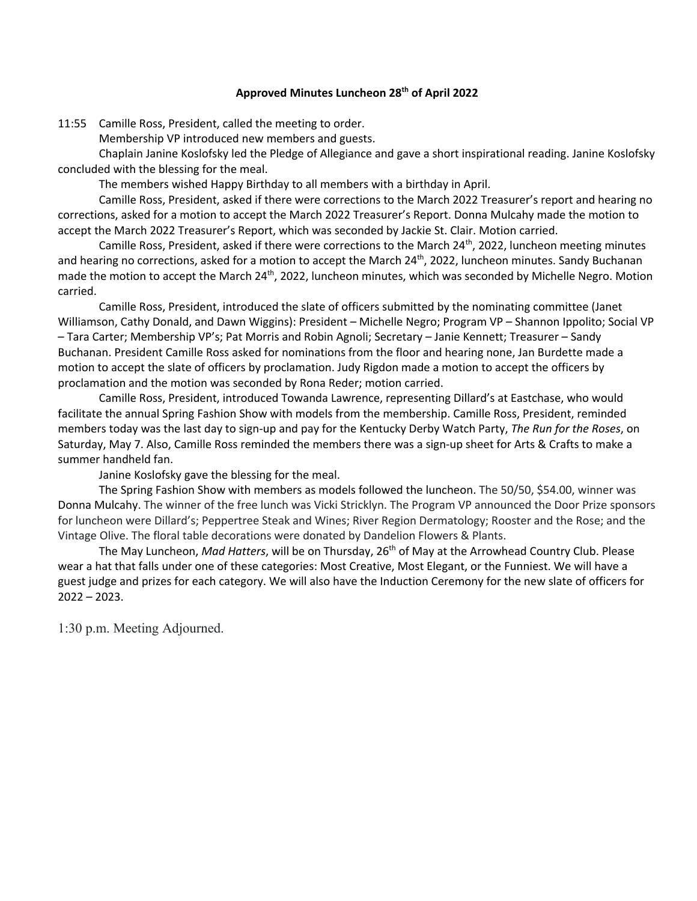**Approved Minutes Luncheon 28th of April 2022**

11:55 Camille Ross, President, called the meeting to order.

Membership VP introduced new members and guests.

Chaplain Janine Koslofsky led the Pledge of Allegiance and gave a short inspirational reading. Janine Koslofsky concluded with the blessing for the meal.

The members wished Happy Birthday to all members with a birthday in April.

Camille Ross, President, asked if there were corrections to the March 2022 Treasurer's report and hearing no corrections, asked for a motion to accept the March 2022 Treasurer's Report. Donna Mulcahy made the motion to accept the March 2022 Treasurer's Report, which was seconded by Jackie St. Clair. Motion carried.

Camille Ross, President, asked if there were corrections to the March 24th, 2022, luncheon meeting minutes and hearing no corrections, asked for a motion to accept the March 24th, 2022, luncheon minutes. Sandy Buchanan made the motion to accept the March 24th, 2022, luncheon minutes, which was seconded by Michelle Negro. Motion carried.

Camille Ross, President, introduced the slate of officers submitted by the nominating committee (Janet Williamson, Cathy Donald, and Dawn Wiggins): President – Michelle Negro; Program VP – Shannon Ippolito; Social VP – Tara Carter; Membership VP's; Pat Morris and Robin Agnoli; Secretary – Janie Kennett; Treasurer – Sandy Buchanan. President Camille Ross asked for nominations from the floor and hearing none, Jan Burdette made a motion to accept the slate of officers by proclamation. Judy Rigdon made a motion to accept the officers by proclamation and the motion was seconded by Rona Reder; motion carried.

Camille Ross, President, introduced Towanda Lawrence, representing Dillard's at Eastchase, who would facilitate the annual Spring Fashion Show with models from the membership. Camille Ross, President, reminded members today was the last day to sign-up and pay for the Kentucky Derby Watch Party, *The Run for the Roses*, on Saturday, May 7. Also, Camille Ross reminded the members there was a sign-up sheet for Arts & Crafts to make a summer handheld fan.

Janine Koslofsky gave the blessing for the meal.

The Spring Fashion Show with members as models followed the luncheon. The 50/50, $54.00, winner was Donna Mulcahy. The winner of the free lunch was Vicki Stricklyn. The Program VP announced the Door Prize sponsors for luncheon were Dillard's; Peppertree Steak and Wines; River Region Dermatology; Rooster and the Rose; and the Vintage Olive. The floral table decorations were donated by Dandelion Flowers & Plants.

The May Luncheon, *Mad Hatters*, will be on Thursday, 26th of May at the Arrowhead Country Club. Please wear a hat that falls under one of these categories: Most Creative, Most Elegant, or the Funniest. We will have a guest judge and prizes for each category. We will also have the Induction Ceremony for the new slate of officers for 2022 – 2023.

1:30 p.m. Meeting Adjourned.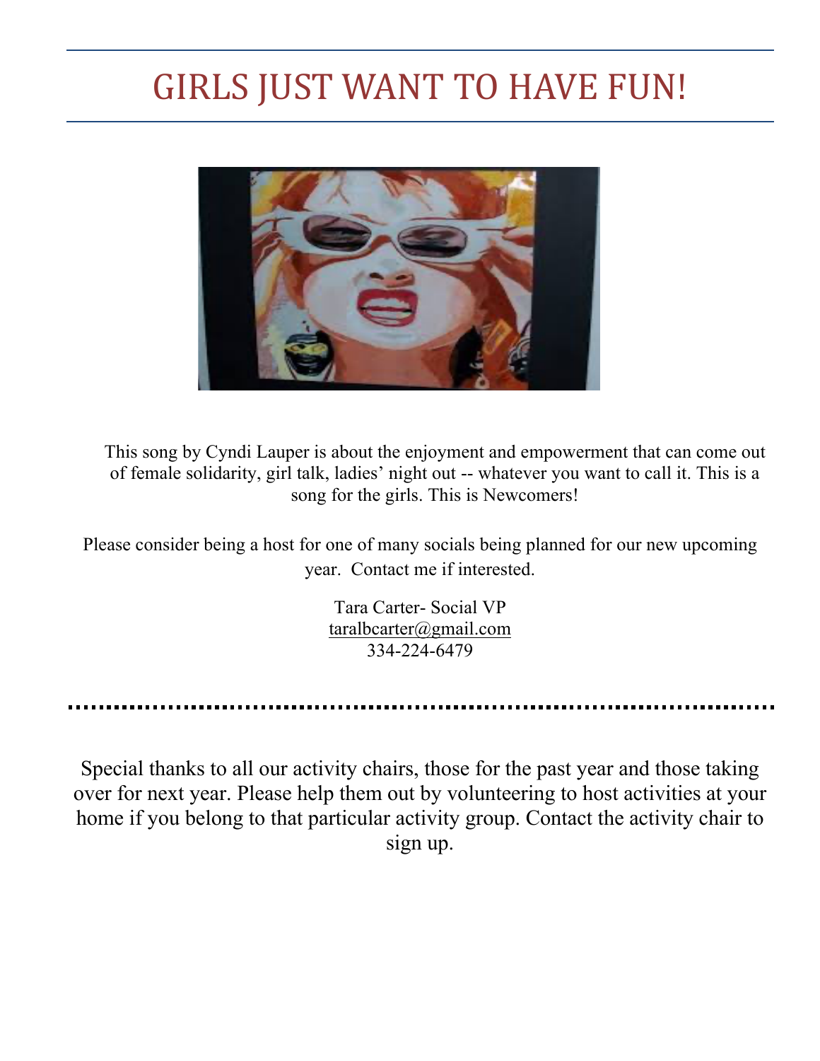# GIRLS JUST WANT TO HAVE FUN!

This song by Cyndi Lauper is about the enjoyment and empowerment that can come out of female solidarity, girl talk, ladies' night out -- whatever you want to call it. This is a song for the girls. This is Newcomers!

Please consider being a host for one of many socials being planned for our new upcoming year. Contact me if interested.

Tara Carter- Social VP
taralbcarter@gmail.com
334-224-6479

---

Special thanks to all our activity chairs, those for the past year and those taking over for next year. Please help them out by volunteering to host activities at your home if you belong to that particular activity group. Contact the activity chair to sign up.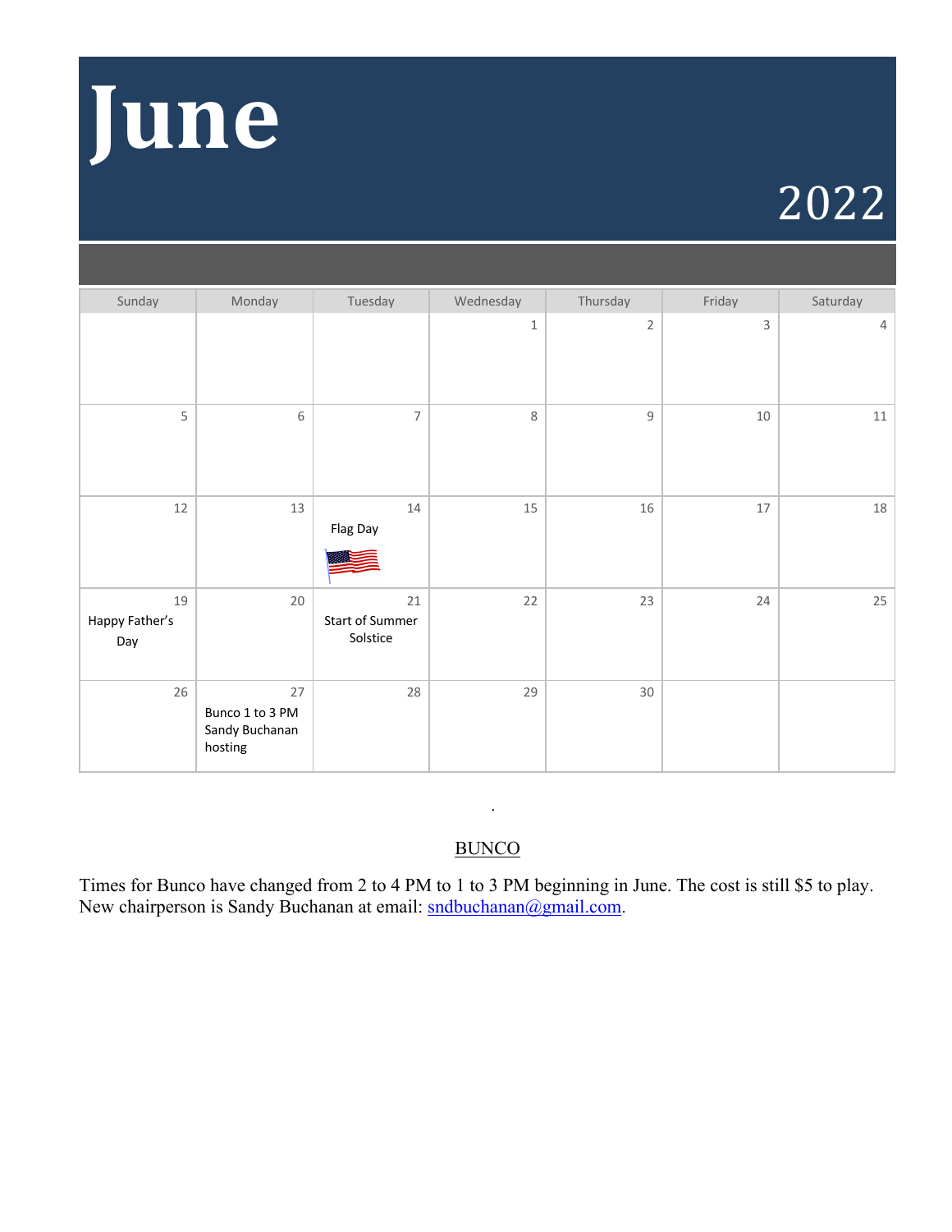# June

## 2022

| Sunday | Monday | Tuesday | Wednesday | Thursday | Friday | Saturday |
|---|---|---|---|---|---|---|
| | | | 1 | 2 | 3 | 4 |
| 5 | 6 | 7 | 8 | 9 | 10 | 11 |
| 12 | 13 | 14 Flag Day | 15 | 16 | 17 | 18 |
| 19 Happy Father's Day | 20 | 21 Start of Summer Solstice | 22 | 23 | 24 | 25 |
| 26 | 27 Bunco 1 to 3 PM Sandy Buchanan hosting | 28 | 29 | 30 | | |

.

<u>BUNCO</u>

Times for Bunco have changed from 2 to 4 PM to 1 to 3 PM beginning in June. The cost is still $5 to play. New chairperson is Sandy Buchanan at email: sndbuchanan@gmail.com.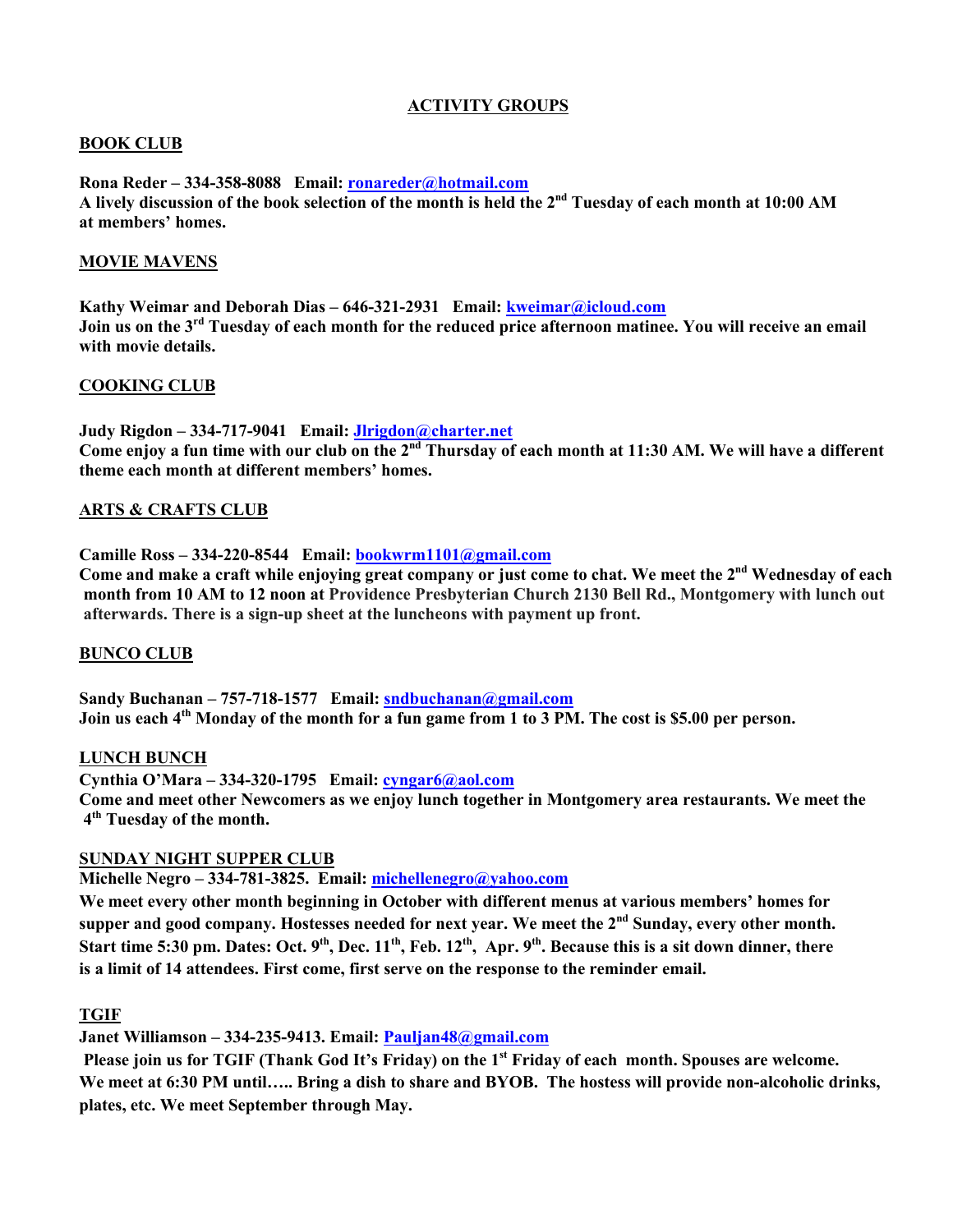## ACTIVITY GROUPS

### BOOK CLUB

**Rona Reder – 334-358-8088 Email: ronareder@hotmail.com**
**A lively discussion of the book selection of the month is held the 2nd Tuesday of each month at 10:00 AM at members' homes.**

### MOVIE MAVENS

**Kathy Weimar and Deborah Dias – 646-321-2931 Email: kweimar@icloud.com**
**Join us on the 3rd Tuesday of each month for the reduced price afternoon matinee. You will receive an email with movie details.**

### COOKING CLUB

**Judy Rigdon – 334-717-9041 Email: Jlrigdon@charter.net**
**Come enjoy a fun time with our club on the 2nd Thursday of each month at 11:30 AM. We will have a different theme each month at different members' homes.**

### ARTS & CRAFTS CLUB

**Camille Ross – 334-220-8544 Email: bookwrm1101@gmail.com**
**Come and make a craft while enjoying great company or just come to chat. We meet the 2nd Wednesday of each month from 10 AM to 12 noon at Providence Presbyterian Church 2130 Bell Rd., Montgomery with lunch out afterwards. There is a sign-up sheet at the luncheons with payment up front.**

### BUNCO CLUB

**Sandy Buchanan – 757-718-1577 Email: sndbuchanan@gmail.com**
**Join us each 4th Monday of the month for a fun game from 1 to 3 PM. The cost is $5.00 per person.**

### LUNCH BUNCH

**Cynthia O'Mara – 334-320-1795 Email: cyngar6@aol.com**
**Come and meet other Newcomers as we enjoy lunch together in Montgomery area restaurants. We meet the 4th Tuesday of the month.**

### SUNDAY NIGHT SUPPER CLUB

**Michelle Negro – 334-781-3825. Email: michellenegro@yahoo.com**
**We meet every other month beginning in October with different menus at various members' homes for supper and good company. Hostesses needed for next year. We meet the 2nd Sunday, every other month. Start time 5:30 pm. Dates: Oct. 9th, Dec. 11th, Feb. 12th, Apr. 9th. Because this is a sit down dinner, there is a limit of 14 attendees. First come, first serve on the response to the reminder email.**

### TGIF

**Janet Williamson – 334-235-9413. Email: Pauljan48@gmail.com**
**Please join us for TGIF (Thank God It's Friday) on the 1st Friday of each month. Spouses are welcome. We meet at 6:30 PM until….. Bring a dish to share and BYOB. The hostess will provide non-alcoholic drinks, plates, etc. We meet September through May.**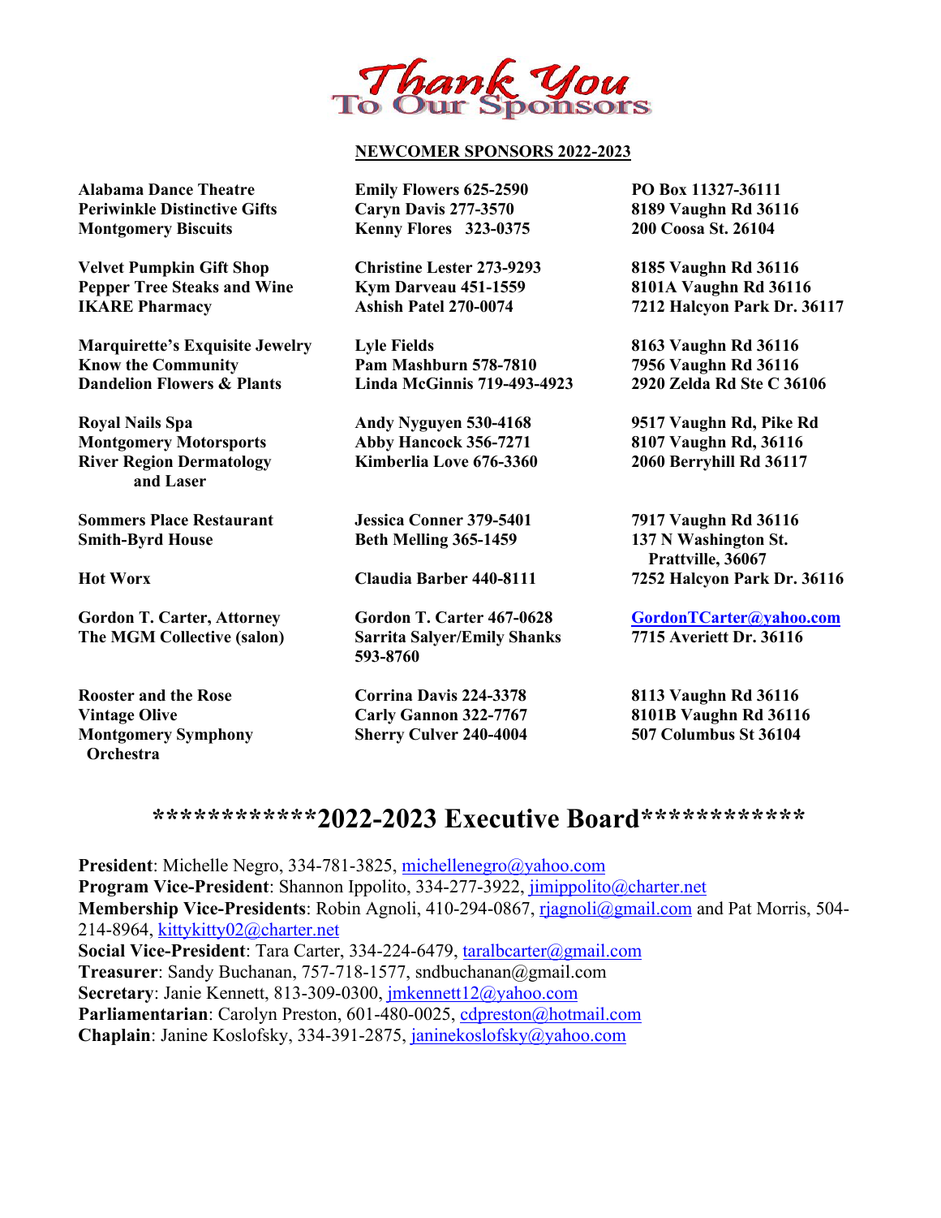# Thank You To Our Sponsors

## NEWCOMER SPONSORS 2022-2023

| Sponsor | Contact | Address |
|---|---|---|
| **Alabama Dance Theatre** | **Emily Flowers 625-2590** | **PO Box 11327-36111** |
| **Periwinkle Distinctive Gifts** | **Caryn Davis 277-3570** | **8189 Vaughn Rd 36116** |
| **Montgomery Biscuits** | **Kenny Flores 323-0375** | **200 Coosa St. 26104** |
| **Velvet Pumpkin Gift Shop** | **Christine Lester 273-9293** | **8185 Vaughn Rd 36116** |
| **Pepper Tree Steaks and Wine** | **Kym Darveau 451-1559** | **8101A Vaughn Rd 36116** |
| **IKARE Pharmacy** | **Ashish Patel 270-0074** | **7212 Halcyon Park Dr. 36117** |
| **Marquirette's Exquisite Jewelry** | **Lyle Fields** | **8163 Vaughn Rd 36116** |
| **Know the Community** | **Pam Mashburn 578-7810** | **7956 Vaughn Rd 36116** |
| **Dandelion Flowers & Plants** | **Linda McGinnis 719-493-4923** | **2920 Zelda Rd Ste C 36106** |
| **Royal Nails Spa** | **Andy Nyguyen 530-4168** | **9517 Vaughn Rd, Pike Rd** |
| **Montgomery Motorsports** | **Abby Hancock 356-7271** | **8107 Vaughn Rd, 36116** |
| **River Region Dermatology and Laser** | **Kimberlia Love 676-3360** | **2060 Berryhill Rd 36117** |
| **Sommers Place Restaurant** | **Jessica Conner 379-5401** | **7917 Vaughn Rd 36116** |
| **Smith-Byrd House** | **Beth Melling 365-1459** | **137 N Washington St. Prattville, 36067** |
| **Hot Worx** | **Claudia Barber 440-8111** | **7252 Halcyon Park Dr. 36116** |
| **Gordon T. Carter, Attorney** | **Gordon T. Carter 467-0628** | **GordonTCarter@yahoo.com** |
| **The MGM Collective (salon)** | **Sarrita Salyer/Emily Shanks 593-8760** | **7715 Averiett Dr. 36116** |
| **Rooster and the Rose** | **Corrina Davis 224-3378** | **8113 Vaughn Rd 36116** |
| **Vintage Olive** | **Carly Gannon 322-7767** | **8101B Vaughn Rd 36116** |
| **Montgomery Symphony Orchestra** | **Sherry Culver 240-4004** | **507 Columbus St 36104** |

## ************2022-2023 Executive Board************

**President**: Michelle Negro, 334-781-3825, michellenegro@yahoo.com
**Program Vice-President**: Shannon Ippolito, 334-277-3922, jimippolito@charter.net
**Membership Vice-Presidents**: Robin Agnoli, 410-294-0867, rjagnoli@gmail.com and Pat Morris, 504-214-8964, kittykitty02@charter.net
**Social Vice-President**: Tara Carter, 334-224-6479, taralbcarter@gmail.com
**Treasurer**: Sandy Buchanan, 757-718-1577, sndbuchanan@gmail.com
**Secretary**: Janie Kennett, 813-309-0300, jmkennett12@yahoo.com
**Parliamentarian**: Carolyn Preston, 601-480-0025, cdpreston@hotmail.com
**Chaplain**: Janine Koslofsky, 334-391-2875, janinekoslofsky@yahoo.com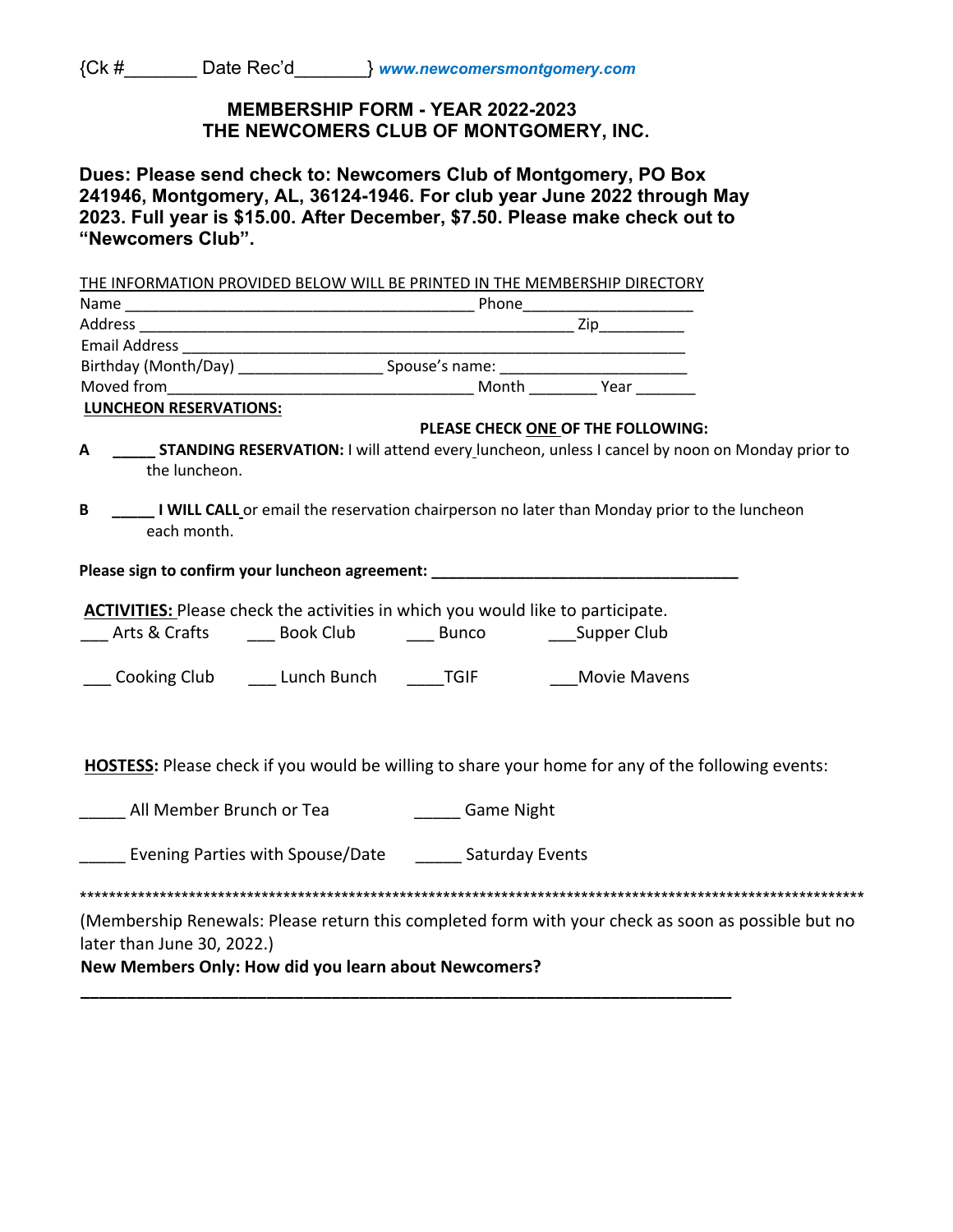{Ck #_______ Date Rec'd_______} *www.newcomersmontgomery.com*

## MEMBERSHIP FORM - YEAR 2022-2023
## THE NEWCOMERS CLUB OF MONTGOMERY, INC.

**Dues: Please send check to: Newcomers Club of Montgomery, PO Box 241946, Montgomery, AL, 36124-1946. For club year June 2022 through May 2023. Full year is $15.00. After December, $7.50. Please make check out to "Newcomers Club".**

THE INFORMATION PROVIDED BELOW WILL BE PRINTED IN THE MEMBERSHIP DIRECTORY

Name ________________________________________ Phone____________________

Address ______________________________________________ Zip__________

Email Address ____________________________________________________

Birthday (Month/Day) ________________ Spouse's name: ____________________

Moved from__________________________________ Month ________ Year _______

**LUNCHEON RESERVATIONS:**

**PLEASE CHECK ONE OF THE FOLLOWING:**

A _____ **STANDING RESERVATION:** I will attend every luncheon, unless I cancel by noon on Monday prior to the luncheon.

B _____ **I WILL CALL** or email the reservation chairperson no later than Monday prior to the luncheon each month.

**Please sign to confirm your luncheon agreement:** ____________________________________

**ACTIVITIES:** Please check the activities in which you would like to participate.

___ Arts & Crafts ___ Book Club ___ Bunco ___Supper Club

___ Cooking Club ___ Lunch Bunch ____TGIF ___Movie Mavens

**HOSTESS:** Please check if you would be willing to share your home for any of the following events:

_____ All Member Brunch or Tea _____ Game Night

_____ Evening Parties with Spouse/Date _____ Saturday Events

************************************************************************************************************

(Membership Renewals: Please return this completed form with your check as soon as possible but no later than June 30, 2022.)

**New Members Only: How did you learn about Newcomers?**

______________________________________________________________________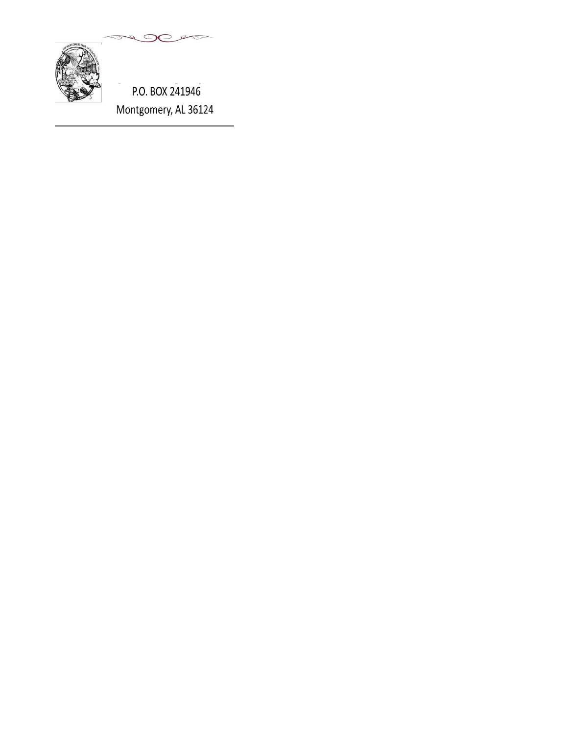P.O. BOX 241946

Montgomery, AL 36124